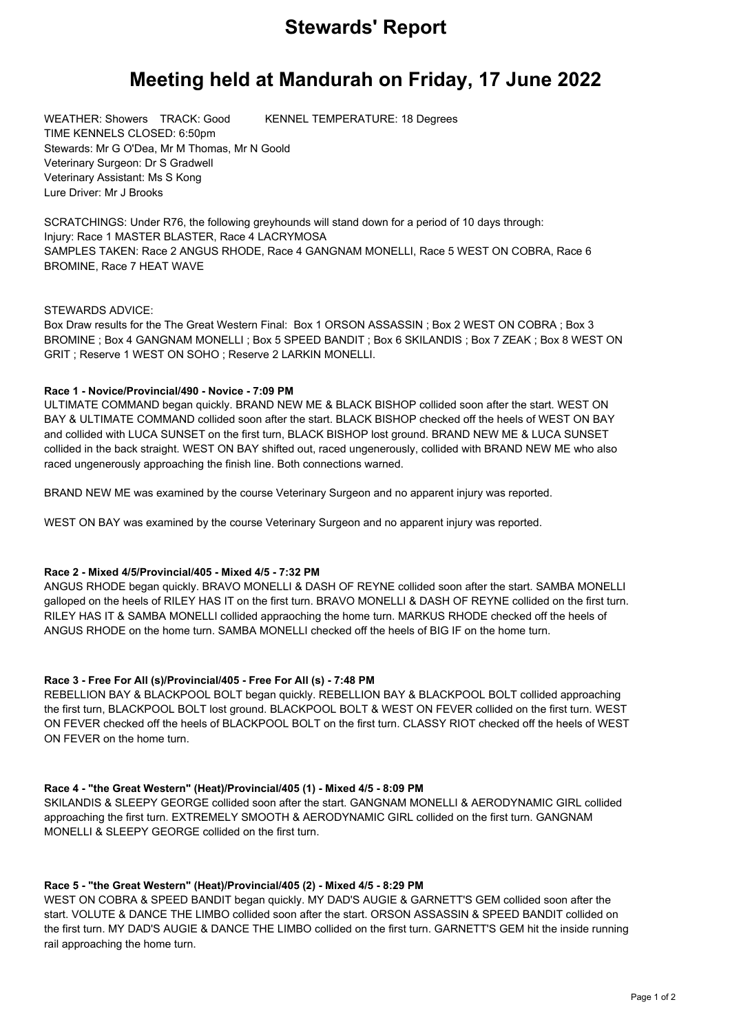# Stewards' Report

## Meeting held at Mandurah on Friday, 17 June 2022

WEATHER: Showers TRACK: Good KENNEL TEMPERATURE: 18 Degrees
TIME KENNELS CLOSED: 6:50pm
Stewards: Mr G O'Dea, Mr M Thomas, Mr N Goold
Veterinary Surgeon: Dr S Gradwell
Veterinary Assistant: Ms S Kong
Lure Driver: Mr J Brooks

SCRATCHINGS: Under R76, the following greyhounds will stand down for a period of 10 days through:
Injury: Race 1 MASTER BLASTER, Race 4 LACRYMOSA
SAMPLES TAKEN: Race 2 ANGUS RHODE, Race 4 GANGNAM MONELLI, Race 5 WEST ON COBRA, Race 6 BROMINE, Race 7 HEAT WAVE

STEWARDS ADVICE:
Box Draw results for the The Great Western Final: Box 1 ORSON ASSASSIN ; Box 2 WEST ON COBRA ; Box 3 BROMINE ; Box 4 GANGNAM MONELLI ; Box 5 SPEED BANDIT ; Box 6 SKILANDIS ; Box 7 ZEAK ; Box 8 WEST ON GRIT ; Reserve 1 WEST ON SOHO ; Reserve 2 LARKIN MONELLI.

#### Race 1 - Novice/Provincial/490 - Novice - 7:09 PM

ULTIMATE COMMAND began quickly. BRAND NEW ME & BLACK BISHOP collided soon after the start. WEST ON BAY & ULTIMATE COMMAND collided soon after the start. BLACK BISHOP checked off the heels of WEST ON BAY and collided with LUCA SUNSET on the first turn, BLACK BISHOP lost ground. BRAND NEW ME & LUCA SUNSET collided in the back straight. WEST ON BAY shifted out, raced ungenerously, collided with BRAND NEW ME who also raced ungenerously approaching the finish line. Both connections warned.

BRAND NEW ME was examined by the course Veterinary Surgeon and no apparent injury was reported.

WEST ON BAY was examined by the course Veterinary Surgeon and no apparent injury was reported.

#### Race 2 - Mixed 4/5/Provincial/405 - Mixed 4/5 - 7:32 PM

ANGUS RHODE began quickly. BRAVO MONELLI & DASH OF REYNE collided soon after the start. SAMBA MONELLI galloped on the heels of RILEY HAS IT on the first turn. BRAVO MONELLI & DASH OF REYNE collided on the first turn. RILEY HAS IT & SAMBA MONELLI collided appraoching the home turn. MARKUS RHODE checked off the heels of ANGUS RHODE on the home turn. SAMBA MONELLI checked off the heels of BIG IF on the home turn.

#### Race 3 - Free For All (s)/Provincial/405 - Free For All (s) - 7:48 PM

REBELLION BAY & BLACKPOOL BOLT began quickly. REBELLION BAY & BLACKPOOL BOLT collided approaching the first turn, BLACKPOOL BOLT lost ground. BLACKPOOL BOLT & WEST ON FEVER collided on the first turn. WEST ON FEVER checked off the heels of BLACKPOOL BOLT on the first turn. CLASSY RIOT checked off the heels of WEST ON FEVER on the home turn.

#### Race 4 - "the Great Western" (Heat)/Provincial/405 (1) - Mixed 4/5 - 8:09 PM

SKILANDIS & SLEEPY GEORGE collided soon after the start. GANGNAM MONELLI & AERODYNAMIC GIRL collided approaching the first turn. EXTREMELY SMOOTH & AERODYNAMIC GIRL collided on the first turn. GANGNAM MONELLI & SLEEPY GEORGE collided on the first turn.

#### Race 5 - "the Great Western" (Heat)/Provincial/405 (2) - Mixed 4/5 - 8:29 PM

WEST ON COBRA & SPEED BANDIT began quickly. MY DAD'S AUGIE & GARNETT'S GEM collided soon after the start. VOLUTE & DANCE THE LIMBO collided soon after the start. ORSON ASSASSIN & SPEED BANDIT collided on the first turn. MY DAD'S AUGIE & DANCE THE LIMBO collided on the first turn. GARNETT'S GEM hit the inside running rail approaching the home turn.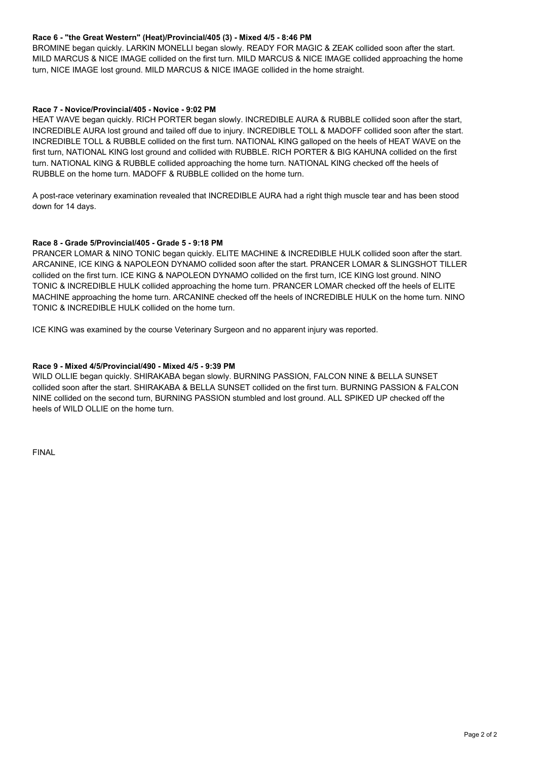**Race 6 - "the Great Western" (Heat)/Provincial/405 (3) - Mixed 4/5 - 8:46 PM**

BROMINE began quickly. LARKIN MONELLI began slowly. READY FOR MAGIC & ZEAK collided soon after the start. MILD MARCUS & NICE IMAGE collided on the first turn. MILD MARCUS & NICE IMAGE collided approaching the home turn, NICE IMAGE lost ground. MILD MARCUS & NICE IMAGE collided in the home straight.

**Race 7 - Novice/Provincial/405 - Novice - 9:02 PM**

HEAT WAVE began quickly. RICH PORTER began slowly. INCREDIBLE AURA & RUBBLE collided soon after the start, INCREDIBLE AURA lost ground and tailed off due to injury. INCREDIBLE TOLL & MADOFF collided soon after the start. INCREDIBLE TOLL & RUBBLE collided on the first turn. NATIONAL KING galloped on the heels of HEAT WAVE on the first turn, NATIONAL KING lost ground and collided with RUBBLE. RICH PORTER & BIG KAHUNA collided on the first turn. NATIONAL KING & RUBBLE collided approaching the home turn. NATIONAL KING checked off the heels of RUBBLE on the home turn. MADOFF & RUBBLE collided on the home turn.

A post-race veterinary examination revealed that INCREDIBLE AURA had a right thigh muscle tear and has been stood down for 14 days.

**Race 8 - Grade 5/Provincial/405 - Grade 5 - 9:18 PM**

PRANCER LOMAR & NINO TONIC began quickly. ELITE MACHINE & INCREDIBLE HULK collided soon after the start. ARCANINE, ICE KING & NAPOLEON DYNAMO collided soon after the start. PRANCER LOMAR & SLINGSHOT TILLER collided on the first turn. ICE KING & NAPOLEON DYNAMO collided on the first turn, ICE KING lost ground. NINO TONIC & INCREDIBLE HULK collided approaching the home turn. PRANCER LOMAR checked off the heels of ELITE MACHINE approaching the home turn. ARCANINE checked off the heels of INCREDIBLE HULK on the home turn. NINO TONIC & INCREDIBLE HULK collided on the home turn.

ICE KING was examined by the course Veterinary Surgeon and no apparent injury was reported.

**Race 9 - Mixed 4/5/Provincial/490 - Mixed 4/5 - 9:39 PM**

WILD OLLIE began quickly. SHIRAKABA began slowly. BURNING PASSION, FALCON NINE & BELLA SUNSET collided soon after the start. SHIRAKABA & BELLA SUNSET collided on the first turn. BURNING PASSION & FALCON NINE collided on the second turn, BURNING PASSION stumbled and lost ground. ALL SPIKED UP checked off the heels of WILD OLLIE on the home turn.

FINAL